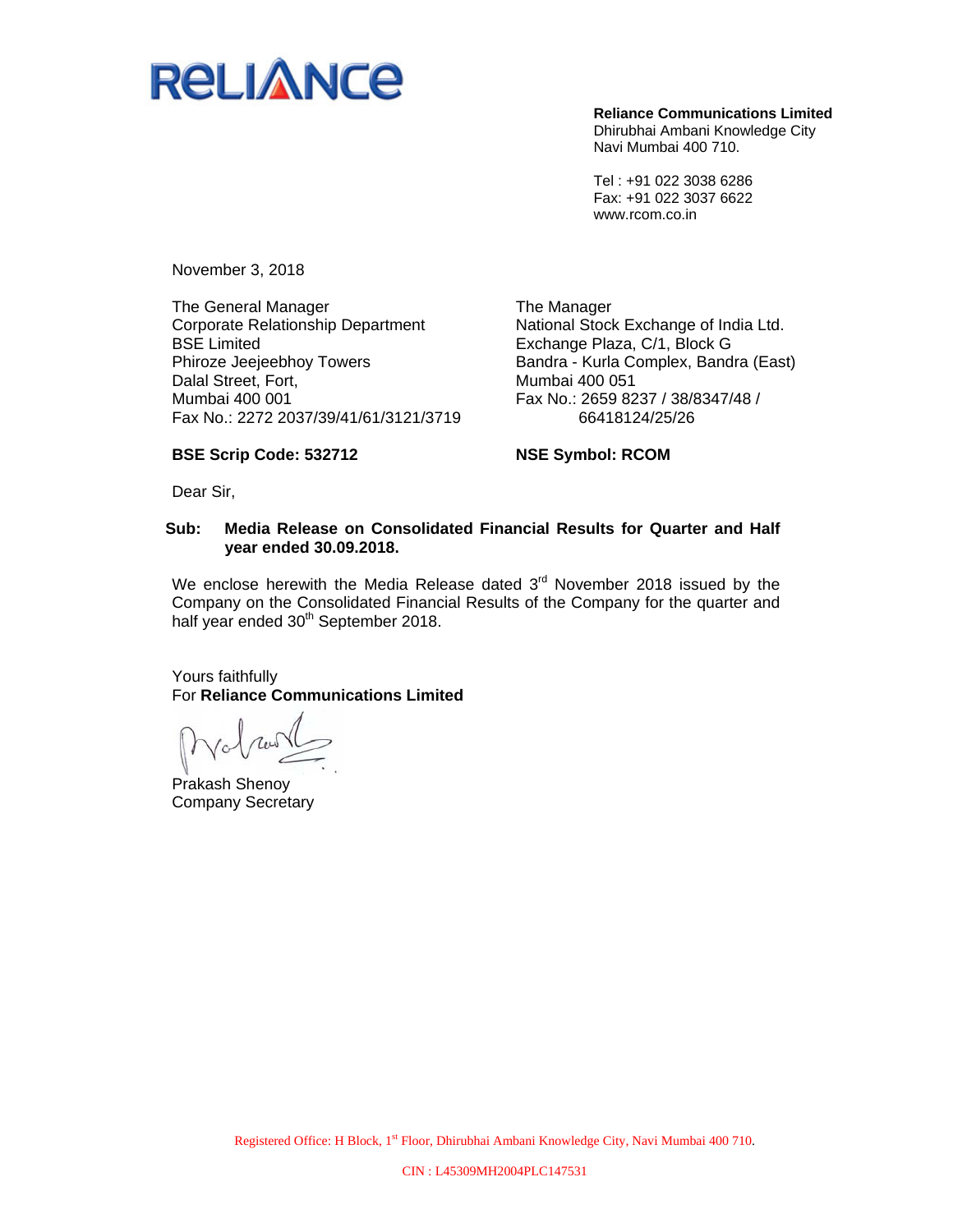**Reliance Communications Limited**
Dhirubhai Ambani Knowledge City
Navi Mumbai 400 710.

Tel : +91 022 3038 6286
Fax: +91 022 3037 6622
www.rcom.co.in

November 3, 2018

The General Manager
Corporate Relationship Department
BSE Limited
Phiroze Jeejeebhoy Towers
Dalal Street, Fort,
Mumbai 400 001
Fax No.: 2272 2037/39/41/61/3121/3719

**BSE Scrip Code: 532712**

The Manager
National Stock Exchange of India Ltd.
Exchange Plaza, C/1, Block G
Bandra - Kurla Complex, Bandra (East)
Mumbai 400 051
Fax No.: 2659 8237 / 38/8347/48 / 66418124/25/26

**NSE Symbol: RCOM**

Dear Sir,

**Sub: Media Release on Consolidated Financial Results for Quarter and Half year ended 30.09.2018.**

We enclose herewith the Media Release dated 3rd November 2018 issued by the Company on the Consolidated Financial Results of the Company for the quarter and half year ended 30th September 2018.

Yours faithfully
For **Reliance Communications Limited**

Prakash Shenoy
Company Secretary

Registered Office: H Block, 1st Floor, Dhirubhai Ambani Knowledge City, Navi Mumbai 400 710.

CIN : L45309MH2004PLC147531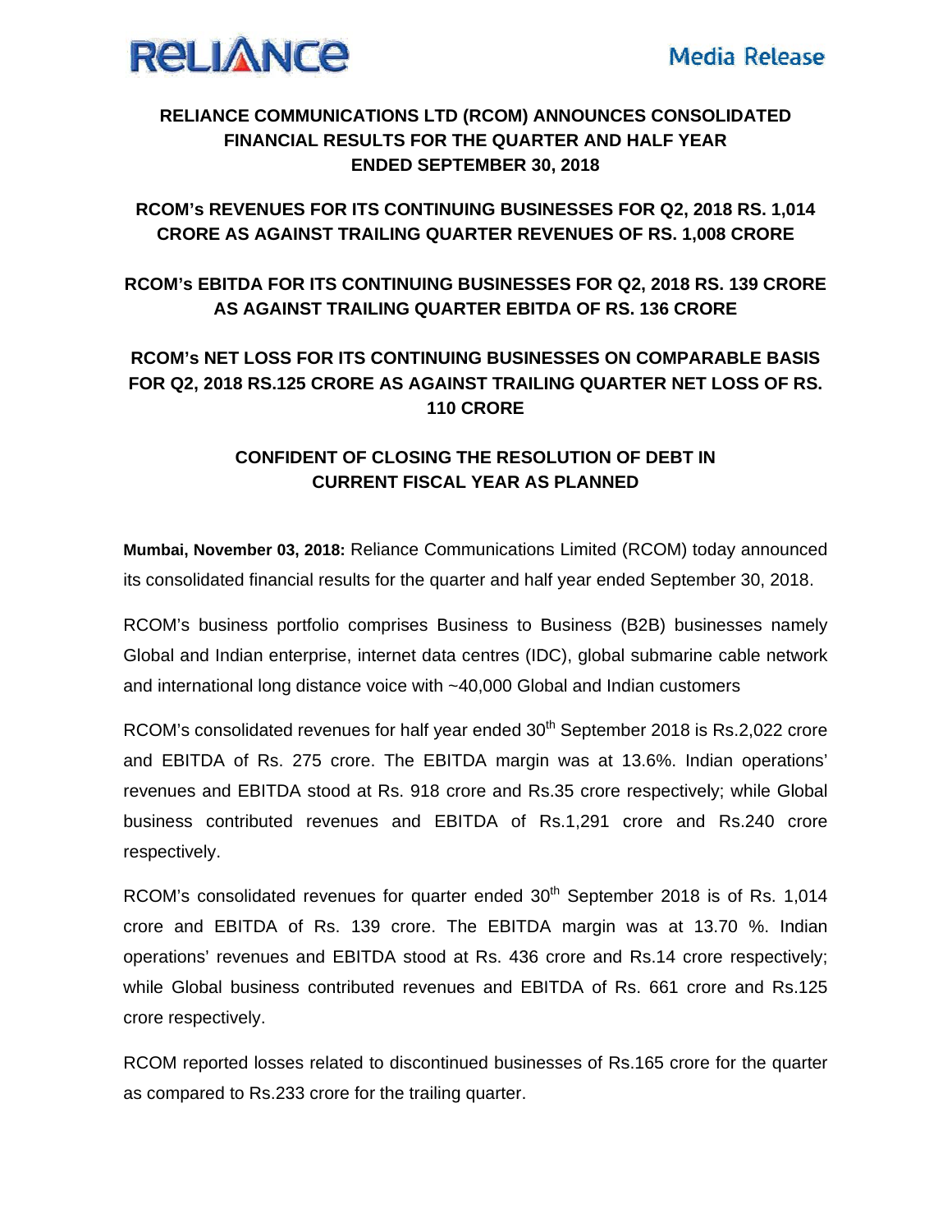# RELIANCE COMMUNICATIONS LTD (RCOM) ANNOUNCES CONSOLIDATED FINANCIAL RESULTS FOR THE QUARTER AND HALF YEAR ENDED SEPTEMBER 30, 2018

## RCOM's REVENUES FOR ITS CONTINUING BUSINESSES FOR Q2, 2018 RS. 1,014 CRORE AS AGAINST TRAILING QUARTER REVENUES OF RS. 1,008 CRORE

## RCOM's EBITDA FOR ITS CONTINUING BUSINESSES FOR Q2, 2018 RS. 139 CRORE AS AGAINST TRAILING QUARTER EBITDA OF RS. 136 CRORE

## RCOM's NET LOSS FOR ITS CONTINUING BUSINESSES ON COMPARABLE BASIS FOR Q2, 2018 RS.125 CRORE AS AGAINST TRAILING QUARTER NET LOSS OF RS. 110 CRORE

## CONFIDENT OF CLOSING THE RESOLUTION OF DEBT IN CURRENT FISCAL YEAR AS PLANNED

**Mumbai, November 03, 2018:** Reliance Communications Limited (RCOM) today announced its consolidated financial results for the quarter and half year ended September 30, 2018.

RCOM's business portfolio comprises Business to Business (B2B) businesses namely Global and Indian enterprise, internet data centres (IDC), global submarine cable network and international long distance voice with ~40,000 Global and Indian customers

RCOM's consolidated revenues for half year ended 30th September 2018 is Rs.2,022 crore and EBITDA of Rs. 275 crore. The EBITDA margin was at 13.6%. Indian operations' revenues and EBITDA stood at Rs. 918 crore and Rs.35 crore respectively; while Global business contributed revenues and EBITDA of Rs.1,291 crore and Rs.240 crore respectively.

RCOM's consolidated revenues for quarter ended 30th September 2018 is of Rs. 1,014 crore and EBITDA of Rs. 139 crore. The EBITDA margin was at 13.70 %. Indian operations' revenues and EBITDA stood at Rs. 436 crore and Rs.14 crore respectively; while Global business contributed revenues and EBITDA of Rs. 661 crore and Rs.125 crore respectively.

RCOM reported losses related to discontinued businesses of Rs.165 crore for the quarter as compared to Rs.233 crore for the trailing quarter.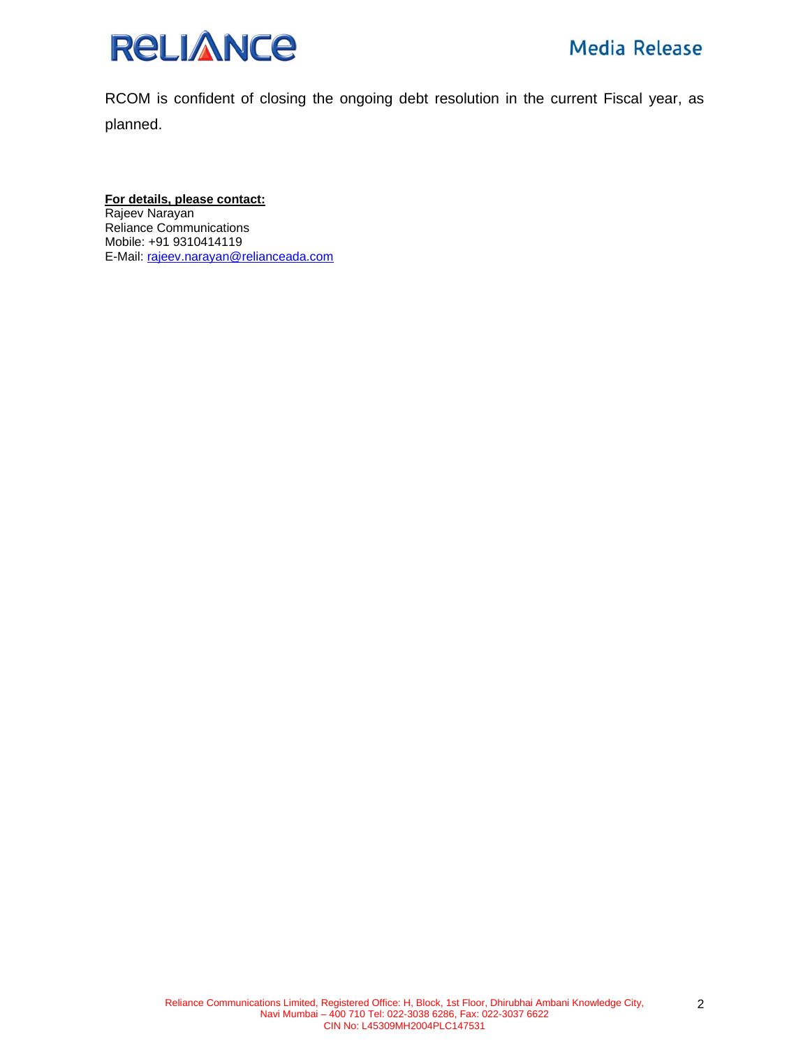RCOM is confident of closing the ongoing debt resolution in the current Fiscal year, as planned.

**For details, please contact:**
Rajeev Narayan
Reliance Communications
Mobile: +91 9310414119
E-Mail: rajeev.narayan@relianceada.com